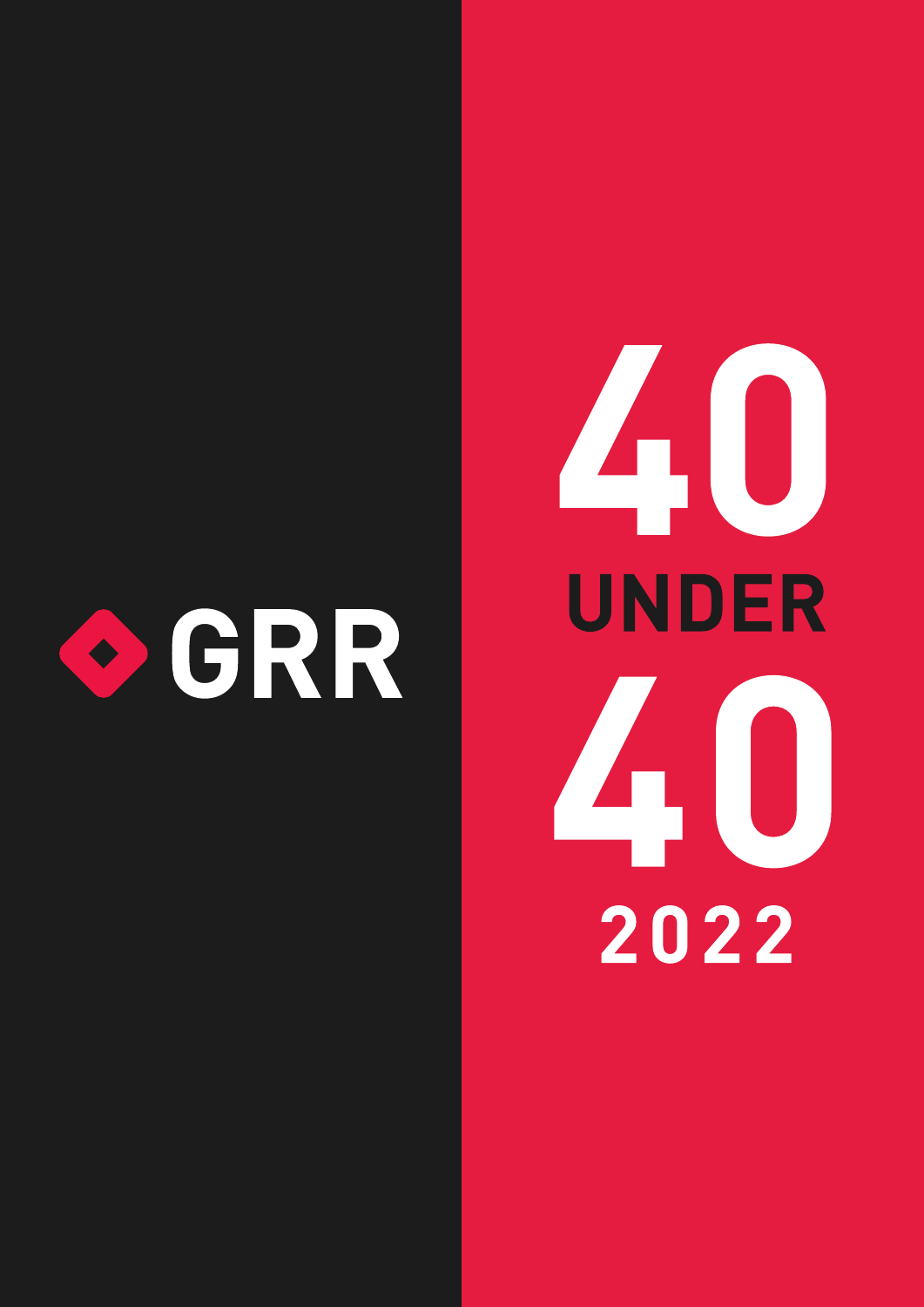GRR

# 40 UNDER 40

## 2022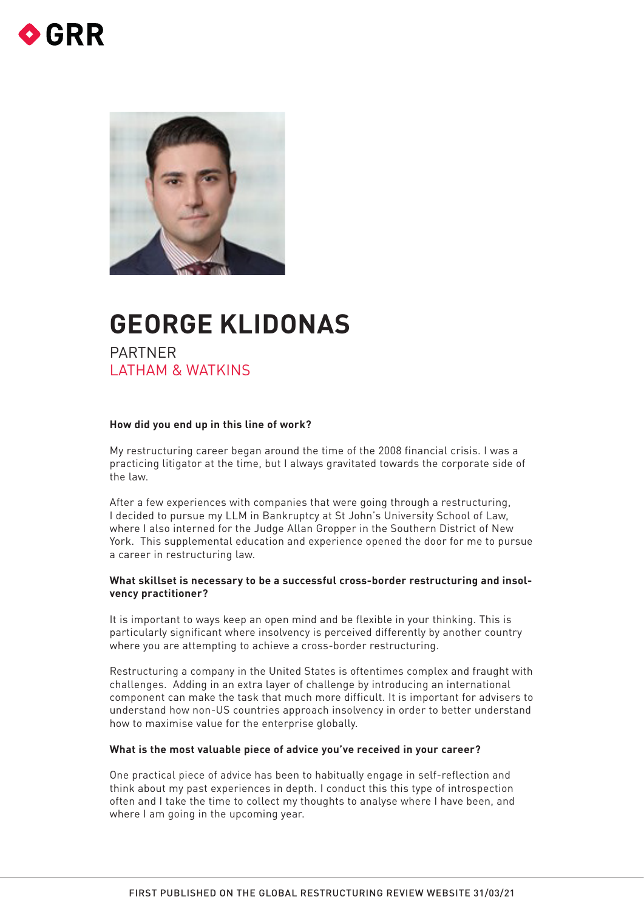# GEORGE KLIDONAS

PARTNER
LATHAM & WATKINS

**How did you end up in this line of work?**

My restructuring career began around the time of the 2008 financial crisis. I was a practicing litigator at the time, but I always gravitated towards the corporate side of the law.

After a few experiences with companies that were going through a restructuring, I decided to pursue my LLM in Bankruptcy at St John's University School of Law, where I also interned for the Judge Allan Gropper in the Southern District of New York. This supplemental education and experience opened the door for me to pursue a career in restructuring law.

**What skillset is necessary to be a successful cross-border restructuring and insolvency practitioner?**

It is important to ways keep an open mind and be flexible in your thinking. This is particularly significant where insolvency is perceived differently by another country where you are attempting to achieve a cross-border restructuring.

Restructuring a company in the United States is oftentimes complex and fraught with challenges. Adding in an extra layer of challenge by introducing an international component can make the task that much more difficult. It is important for advisers to understand how non-US countries approach insolvency in order to better understand how to maximise value for the enterprise globally.

**What is the most valuable piece of advice you've received in your career?**

One practical piece of advice has been to habitually engage in self-reflection and think about my past experiences in depth. I conduct this this type of introspection often and I take the time to collect my thoughts to analyse where I have been, and where I am going in the upcoming year.

FIRST PUBLISHED ON THE GLOBAL RESTRUCTURING REVIEW WEBSITE 31/03/21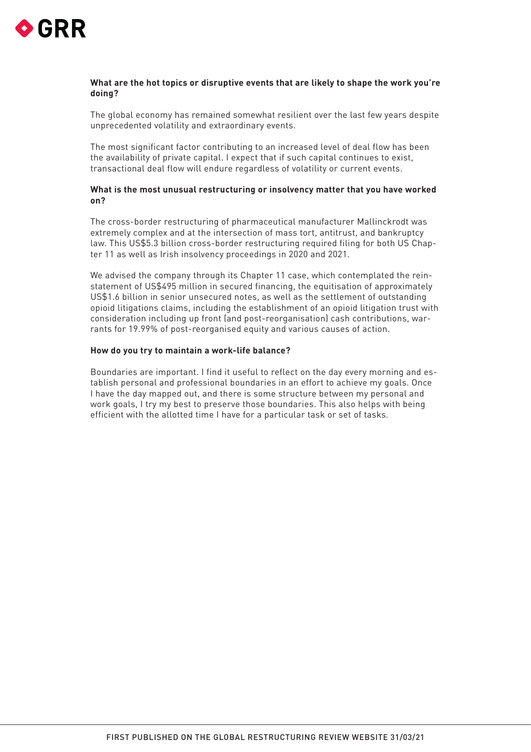**What are the hot topics or disruptive events that are likely to shape the work you're doing?**

The global economy has remained somewhat resilient over the last few years despite unprecedented volatility and extraordinary events.

The most significant factor contributing to an increased level of deal flow has been the availability of private capital. I expect that if such capital continues to exist, transactional deal flow will endure regardless of volatility or current events.

**What is the most unusual restructuring or insolvency matter that you have worked on?**

The cross-border restructuring of pharmaceutical manufacturer Mallinckrodt was extremely complex and at the intersection of mass tort, antitrust, and bankruptcy law. This US$5.3 billion cross-border restructuring required filing for both US Chapter 11 as well as Irish insolvency proceedings in 2020 and 2021.

We advised the company through its Chapter 11 case, which contemplated the reinstatement of US$495 million in secured financing, the equitisation of approximately US$1.6 billion in senior unsecured notes, as well as the settlement of outstanding opioid litigations claims, including the establishment of an opioid litigation trust with consideration including up front (and post-reorganisation) cash contributions, warrants for 19.99% of post-reorganised equity and various causes of action.

**How do you try to maintain a work-life balance?**

Boundaries are important. I find it useful to reflect on the day every morning and establish personal and professional boundaries in an effort to achieve my goals. Once I have the day mapped out, and there is some structure between my personal and work goals, I try my best to preserve those boundaries. This also helps with being efficient with the allotted time I have for a particular task or set of tasks.

FIRST PUBLISHED ON THE GLOBAL RESTRUCTURING REVIEW WEBSITE 31/03/21